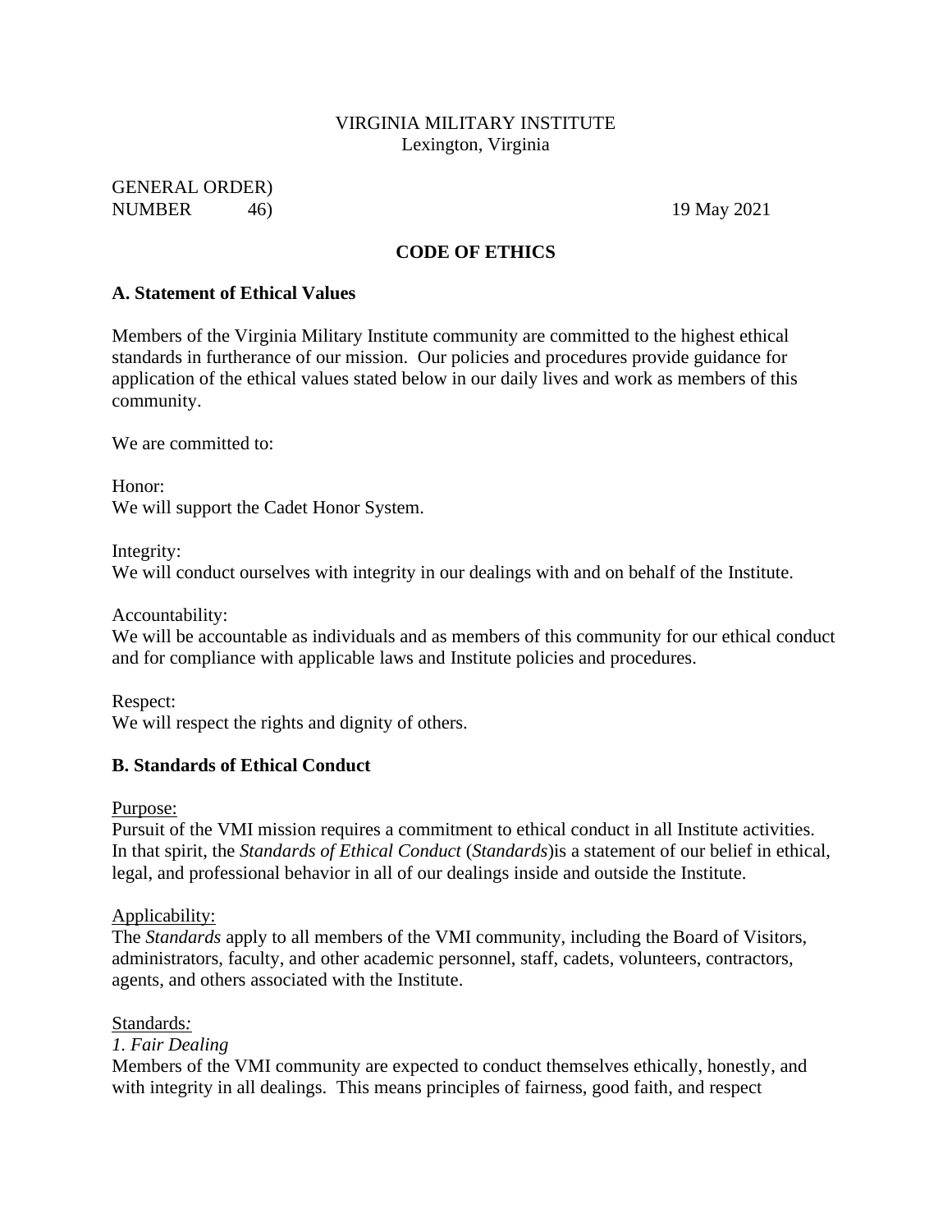VIRGINIA MILITARY INSTITUTE
Lexington, Virginia

GENERAL ORDER)
NUMBER 46) 19 May 2021

**CODE OF ETHICS**

## A. Statement of Ethical Values

Members of the Virginia Military Institute community are committed to the highest ethical standards in furtherance of our mission. Our policies and procedures provide guidance for application of the ethical values stated below in our daily lives and work as members of this community.

We are committed to:

Honor:
We will support the Cadet Honor System.

Integrity:
We will conduct ourselves with integrity in our dealings with and on behalf of the Institute.

Accountability:
We will be accountable as individuals and as members of this community for our ethical conduct and for compliance with applicable laws and Institute policies and procedures.

Respect:
We will respect the rights and dignity of others.

## B. Standards of Ethical Conduct

Purpose:
Pursuit of the VMI mission requires a commitment to ethical conduct in all Institute activities. In that spirit, the *Standards of Ethical Conduct* (*Standards*)is a statement of our belief in ethical, legal, and professional behavior in all of our dealings inside and outside the Institute.

Applicability:
The *Standards* apply to all members of the VMI community, including the Board of Visitors, administrators, faculty, and other academic personnel, staff, cadets, volunteers, contractors, agents, and others associated with the Institute.

Standards:

*1. Fair Dealing*
Members of the VMI community are expected to conduct themselves ethically, honestly, and with integrity in all dealings. This means principles of fairness, good faith, and respect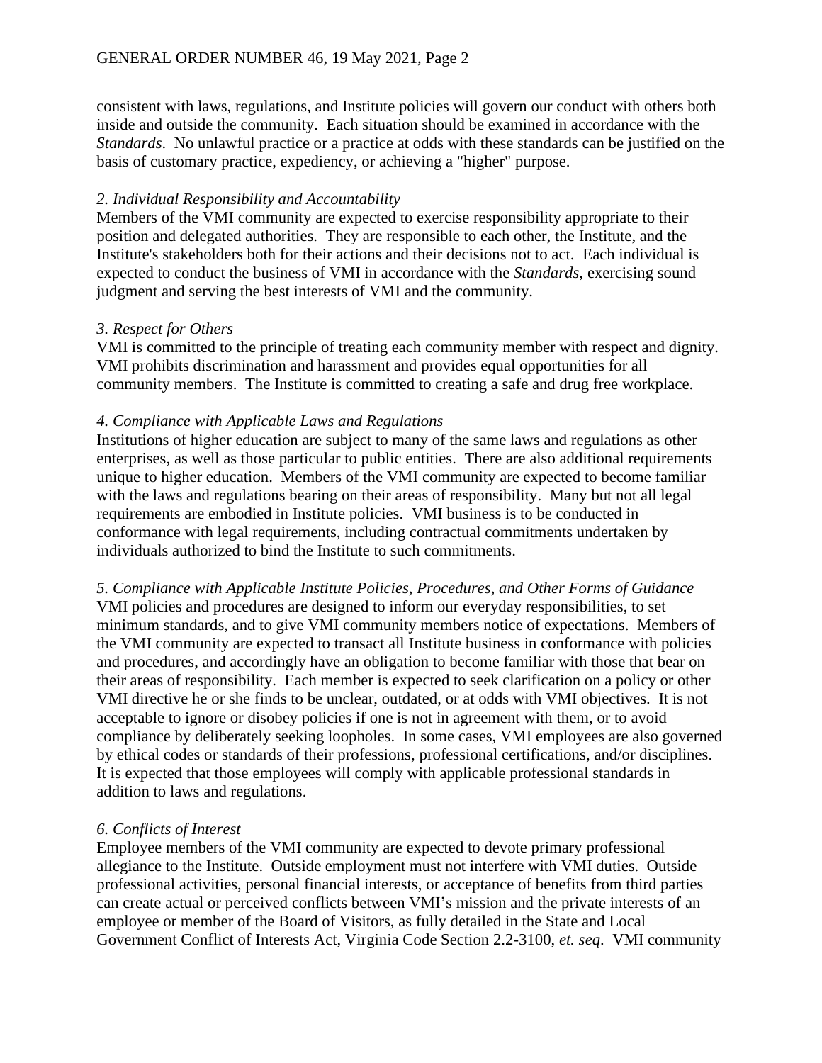consistent with laws, regulations, and Institute policies will govern our conduct with others both inside and outside the community. Each situation should be examined in accordance with the *Standards*. No unlawful practice or a practice at odds with these standards can be justified on the basis of customary practice, expediency, or achieving a "higher" purpose.

*2. Individual Responsibility and Accountability*

Members of the VMI community are expected to exercise responsibility appropriate to their position and delegated authorities. They are responsible to each other, the Institute, and the Institute's stakeholders both for their actions and their decisions not to act. Each individual is expected to conduct the business of VMI in accordance with the *Standards,* exercising sound judgment and serving the best interests of VMI and the community.

*3. Respect for Others*

VMI is committed to the principle of treating each community member with respect and dignity. VMI prohibits discrimination and harassment and provides equal opportunities for all community members. The Institute is committed to creating a safe and drug free workplace.

*4. Compliance with Applicable Laws and Regulations*

Institutions of higher education are subject to many of the same laws and regulations as other enterprises, as well as those particular to public entities. There are also additional requirements unique to higher education. Members of the VMI community are expected to become familiar with the laws and regulations bearing on their areas of responsibility. Many but not all legal requirements are embodied in Institute policies. VMI business is to be conducted in conformance with legal requirements, including contractual commitments undertaken by individuals authorized to bind the Institute to such commitments.

*5. Compliance with Applicable Institute Policies, Procedures, and Other Forms of Guidance*

VMI policies and procedures are designed to inform our everyday responsibilities, to set minimum standards, and to give VMI community members notice of expectations. Members of the VMI community are expected to transact all Institute business in conformance with policies and procedures, and accordingly have an obligation to become familiar with those that bear on their areas of responsibility. Each member is expected to seek clarification on a policy or other VMI directive he or she finds to be unclear, outdated, or at odds with VMI objectives. It is not acceptable to ignore or disobey policies if one is not in agreement with them, or to avoid compliance by deliberately seeking loopholes. In some cases, VMI employees are also governed by ethical codes or standards of their professions, professional certifications, and/or disciplines. It is expected that those employees will comply with applicable professional standards in addition to laws and regulations.

*6. Conflicts of Interest*

Employee members of the VMI community are expected to devote primary professional allegiance to the Institute. Outside employment must not interfere with VMI duties. Outside professional activities, personal financial interests, or acceptance of benefits from third parties can create actual or perceived conflicts between VMI's mission and the private interests of an employee or member of the Board of Visitors, as fully detailed in the State and Local Government Conflict of Interests Act, Virginia Code Section 2.2-3100, *et. seq*. VMI community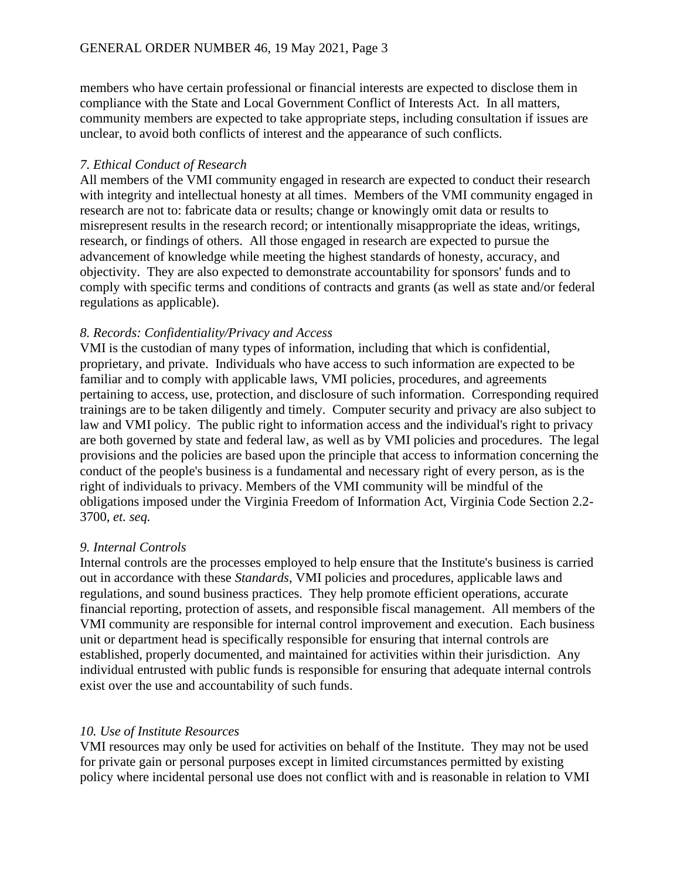members who have certain professional or financial interests are expected to disclose them in compliance with the State and Local Government Conflict of Interests Act. In all matters, community members are expected to take appropriate steps, including consultation if issues are unclear, to avoid both conflicts of interest and the appearance of such conflicts.

*7. Ethical Conduct of Research*

All members of the VMI community engaged in research are expected to conduct their research with integrity and intellectual honesty at all times. Members of the VMI community engaged in research are not to: fabricate data or results; change or knowingly omit data or results to misrepresent results in the research record; or intentionally misappropriate the ideas, writings, research, or findings of others. All those engaged in research are expected to pursue the advancement of knowledge while meeting the highest standards of honesty, accuracy, and objectivity. They are also expected to demonstrate accountability for sponsors' funds and to comply with specific terms and conditions of contracts and grants (as well as state and/or federal regulations as applicable).

*8. Records: Confidentiality/Privacy and Access*

VMI is the custodian of many types of information, including that which is confidential, proprietary, and private. Individuals who have access to such information are expected to be familiar and to comply with applicable laws, VMI policies, procedures, and agreements pertaining to access, use, protection, and disclosure of such information. Corresponding required trainings are to be taken diligently and timely. Computer security and privacy are also subject to law and VMI policy. The public right to information access and the individual's right to privacy are both governed by state and federal law, as well as by VMI policies and procedures. The legal provisions and the policies are based upon the principle that access to information concerning the conduct of the people's business is a fundamental and necessary right of every person, as is the right of individuals to privacy. Members of the VMI community will be mindful of the obligations imposed under the Virginia Freedom of Information Act, Virginia Code Section 2.2-3700, *et. seq.*

*9. Internal Controls*

Internal controls are the processes employed to help ensure that the Institute's business is carried out in accordance with these *Standards*, VMI policies and procedures, applicable laws and regulations, and sound business practices. They help promote efficient operations, accurate financial reporting, protection of assets, and responsible fiscal management. All members of the VMI community are responsible for internal control improvement and execution. Each business unit or department head is specifically responsible for ensuring that internal controls are established, properly documented, and maintained for activities within their jurisdiction. Any individual entrusted with public funds is responsible for ensuring that adequate internal controls exist over the use and accountability of such funds.

*10. Use of Institute Resources*

VMI resources may only be used for activities on behalf of the Institute. They may not be used for private gain or personal purposes except in limited circumstances permitted by existing policy where incidental personal use does not conflict with and is reasonable in relation to VMI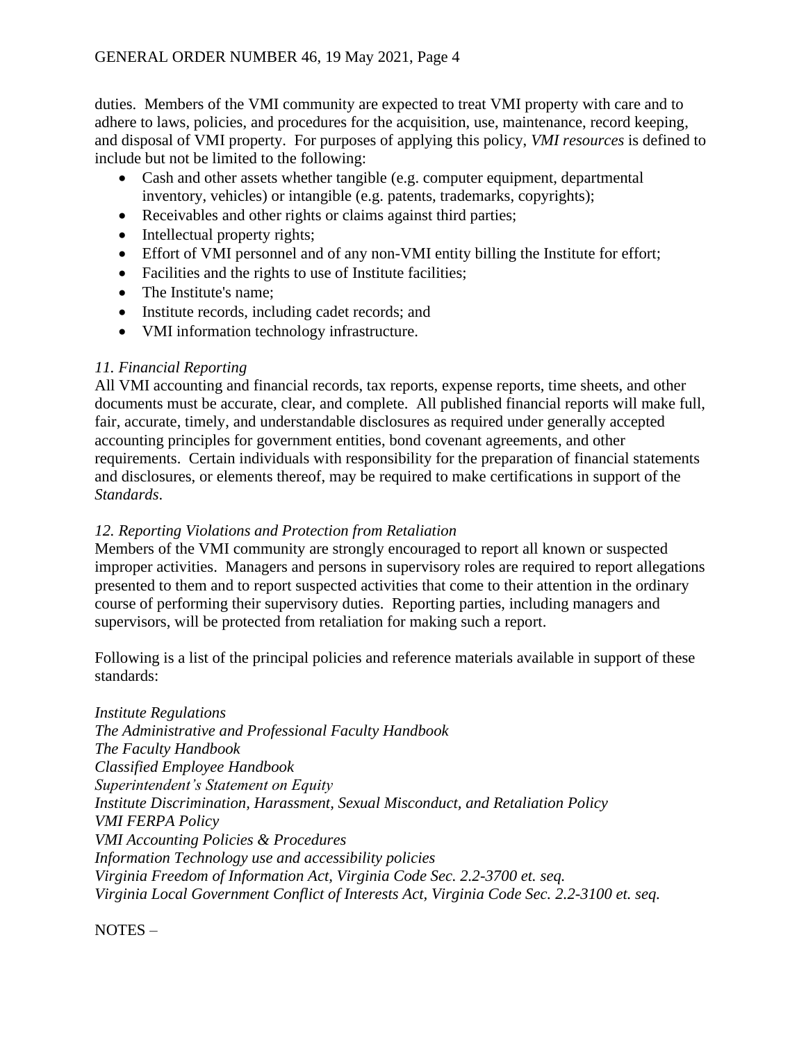duties. Members of the VMI community are expected to treat VMI property with care and to adhere to laws, policies, and procedures for the acquisition, use, maintenance, record keeping, and disposal of VMI property. For purposes of applying this policy, *VMI resources* is defined to include but not be limited to the following:

- Cash and other assets whether tangible (e.g. computer equipment, departmental inventory, vehicles) or intangible (e.g. patents, trademarks, copyrights);
- Receivables and other rights or claims against third parties;
- Intellectual property rights;
- Effort of VMI personnel and of any non-VMI entity billing the Institute for effort;
- Facilities and the rights to use of Institute facilities;
- The Institute's name;
- Institute records, including cadet records; and
- VMI information technology infrastructure.

*11. Financial Reporting*

All VMI accounting and financial records, tax reports, expense reports, time sheets, and other documents must be accurate, clear, and complete. All published financial reports will make full, fair, accurate, timely, and understandable disclosures as required under generally accepted accounting principles for government entities, bond covenant agreements, and other requirements. Certain individuals with responsibility for the preparation of financial statements and disclosures, or elements thereof, may be required to make certifications in support of the *Standards*.

*12. Reporting Violations and Protection from Retaliation*

Members of the VMI community are strongly encouraged to report all known or suspected improper activities. Managers and persons in supervisory roles are required to report allegations presented to them and to report suspected activities that come to their attention in the ordinary course of performing their supervisory duties. Reporting parties, including managers and supervisors, will be protected from retaliation for making such a report.

Following is a list of the principal policies and reference materials available in support of these standards:

*Institute Regulations*
*The Administrative and Professional Faculty Handbook*
*The Faculty Handbook*
*Classified Employee Handbook*
*Superintendent's Statement on Equity*
*Institute Discrimination, Harassment, Sexual Misconduct, and Retaliation Policy*
*VMI FERPA Policy*
*VMI Accounting Policies & Procedures*
*Information Technology use and accessibility policies*
*Virginia Freedom of Information Act, Virginia Code Sec. 2.2-3700 et. seq.*
*Virginia Local Government Conflict of Interests Act, Virginia Code Sec. 2.2-3100 et. seq.*

NOTES –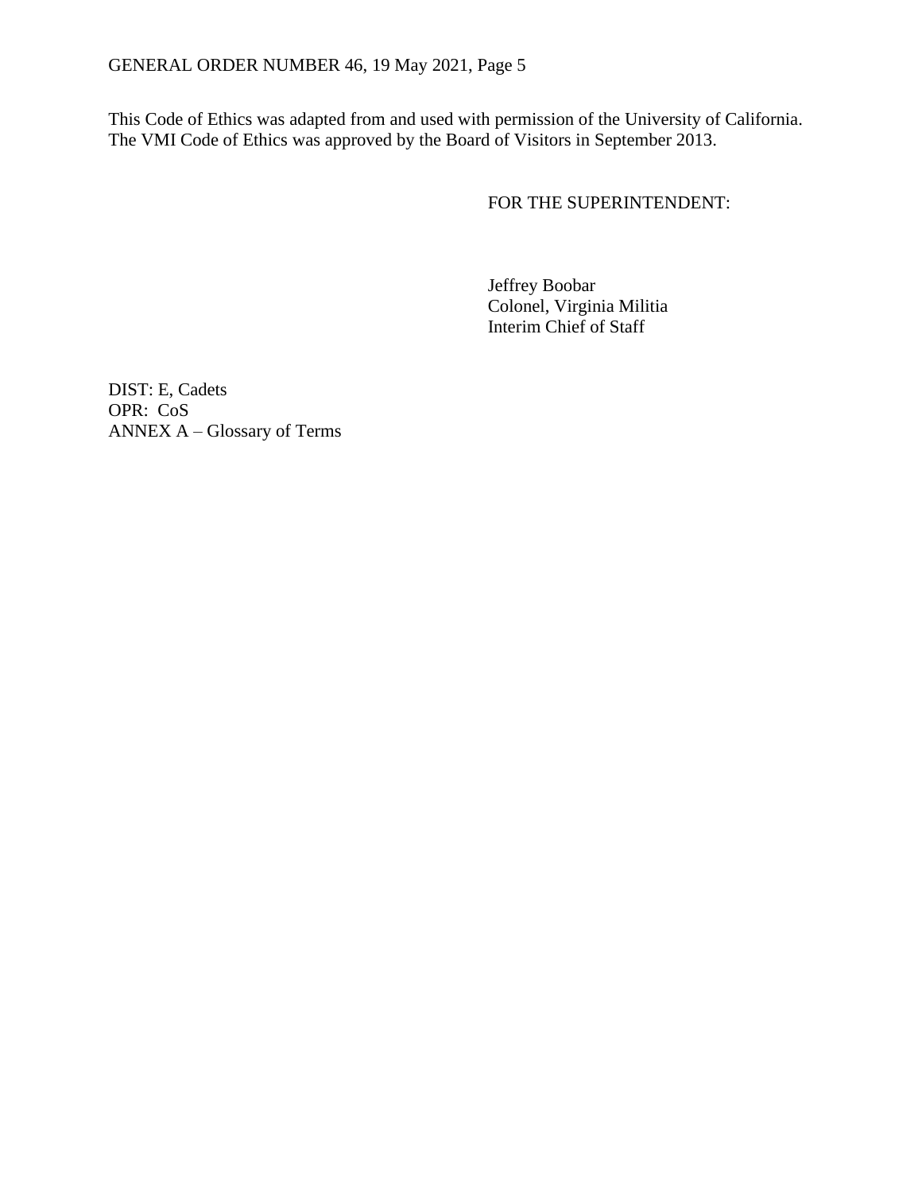This Code of Ethics was adapted from and used with permission of the University of California. The VMI Code of Ethics was approved by the Board of Visitors in September 2013.

FOR THE SUPERINTENDENT:

Jeffrey Boobar
Colonel, Virginia Militia
Interim Chief of Staff

DIST: E, Cadets
OPR: CoS
ANNEX A – Glossary of Terms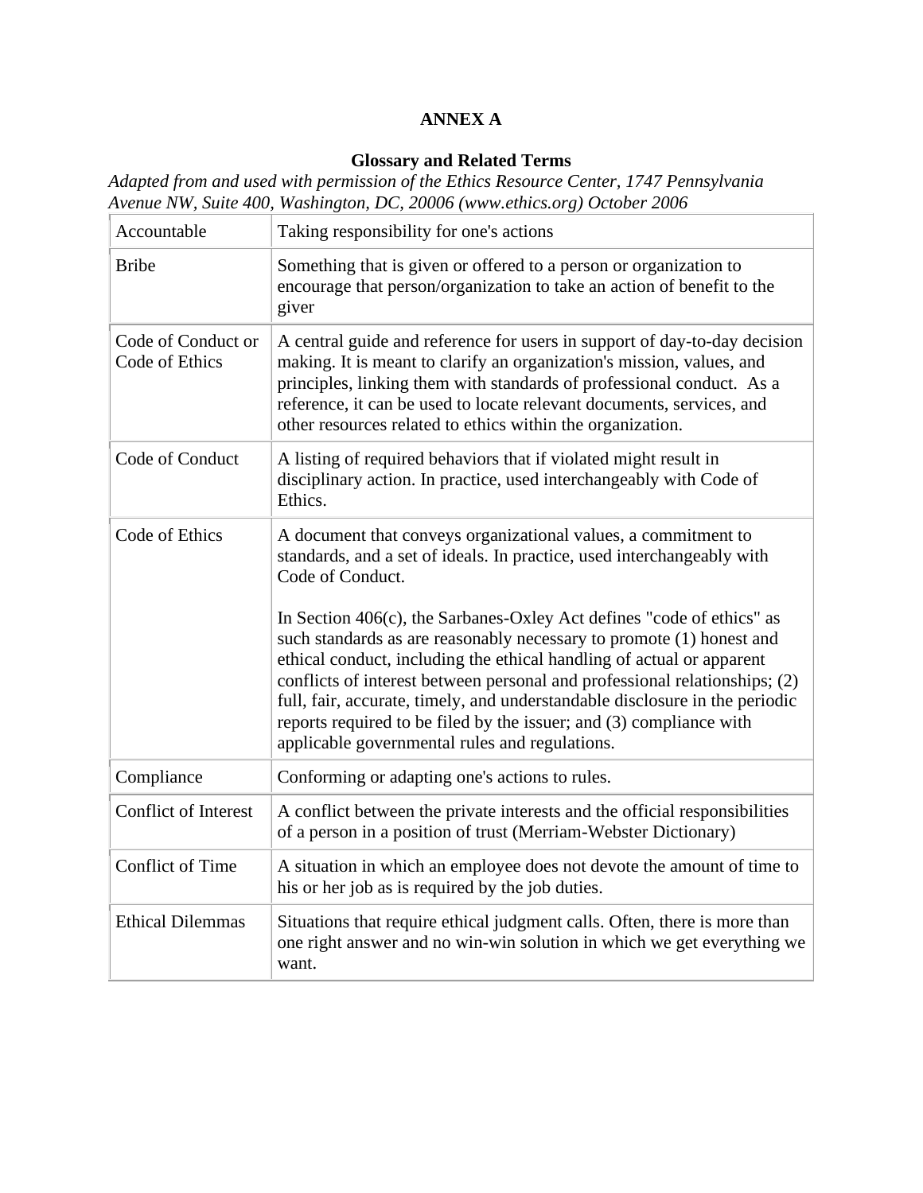## ANNEX A

### Glossary and Related Terms

*Adapted from and used with permission of the Ethics Resource Center, 1747 Pennsylvania Avenue NW, Suite 400, Washington, DC, 20006 (www.ethics.org) October 2006*

| | |
|---|---|
| Accountable | Taking responsibility for one's actions |
| Bribe | Something that is given or offered to a person or organization to encourage that person/organization to take an action of benefit to the giver |
| Code of Conduct or Code of Ethics | A central guide and reference for users in support of day-to-day decision making. It is meant to clarify an organization's mission, values, and principles, linking them with standards of professional conduct. As a reference, it can be used to locate relevant documents, services, and other resources related to ethics within the organization. |
| Code of Conduct | A listing of required behaviors that if violated might result in disciplinary action. In practice, used interchangeably with Code of Ethics. |
| Code of Ethics | A document that conveys organizational values, a commitment to standards, and a set of ideals. In practice, used interchangeably with Code of Conduct.<br><br>In Section 406(c), the Sarbanes-Oxley Act defines "code of ethics" as such standards as are reasonably necessary to promote (1) honest and ethical conduct, including the ethical handling of actual or apparent conflicts of interest between personal and professional relationships; (2) full, fair, accurate, timely, and understandable disclosure in the periodic reports required to be filed by the issuer; and (3) compliance with applicable governmental rules and regulations. |
| Compliance | Conforming or adapting one's actions to rules. |
| Conflict of Interest | A conflict between the private interests and the official responsibilities of a person in a position of trust (Merriam-Webster Dictionary) |
| Conflict of Time | A situation in which an employee does not devote the amount of time to his or her job as is required by the job duties. |
| Ethical Dilemmas | Situations that require ethical judgment calls. Often, there is more than one right answer and no win-win solution in which we get everything we want. |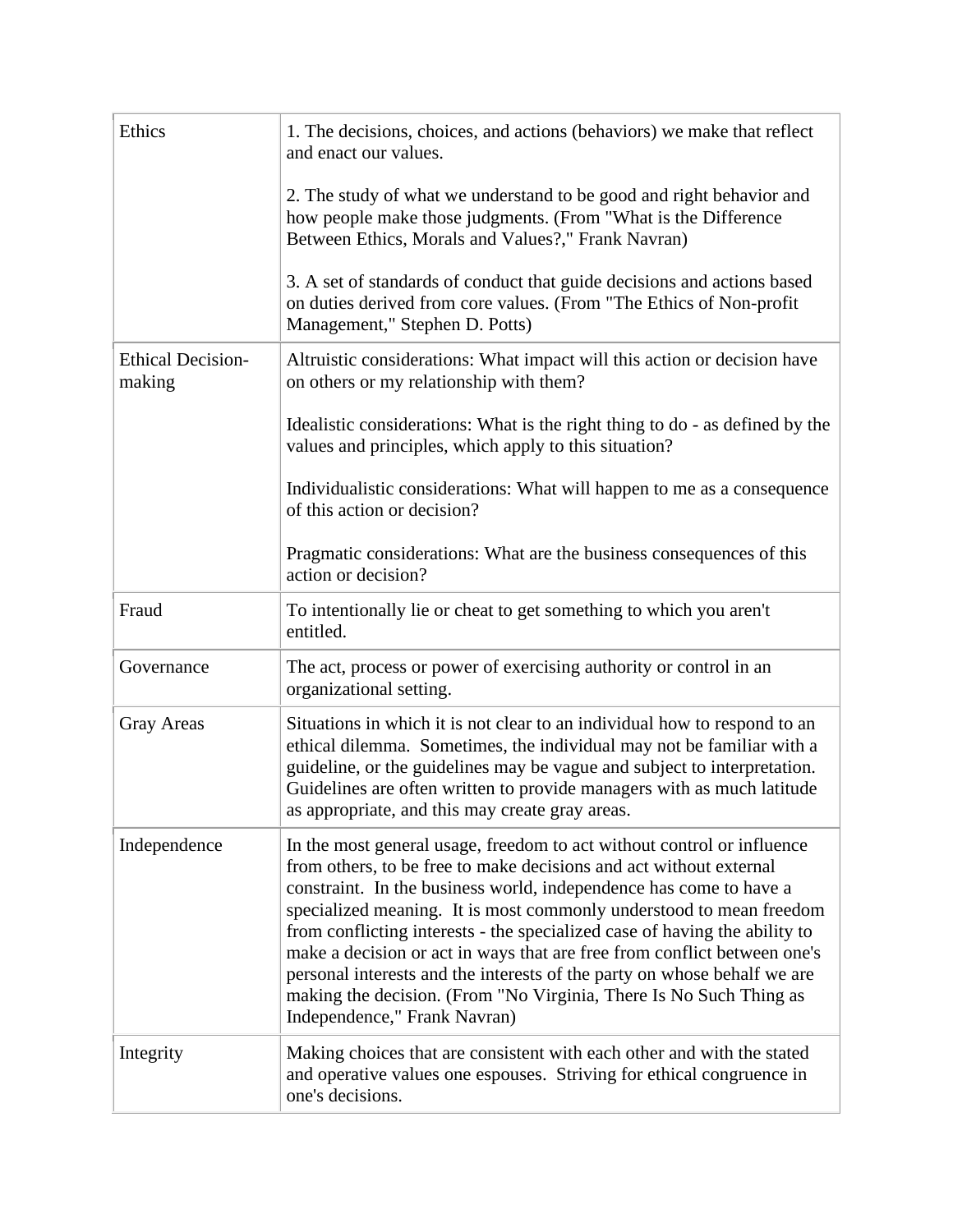| | |
|---|---|
| Ethics | 1. The decisions, choices, and actions (behaviors) we make that reflect and enact our values.<br><br>2. The study of what we understand to be good and right behavior and how people make those judgments. (From "What is the Difference Between Ethics, Morals and Values?," Frank Navran)<br><br>3. A set of standards of conduct that guide decisions and actions based on duties derived from core values. (From "The Ethics of Non-profit Management," Stephen D. Potts) |
| Ethical Decision-making | Altruistic considerations: What impact will this action or decision have on others or my relationship with them?<br><br>Idealistic considerations: What is the right thing to do - as defined by the values and principles, which apply to this situation?<br><br>Individualistic considerations: What will happen to me as a consequence of this action or decision?<br><br>Pragmatic considerations: What are the business consequences of this action or decision? |
| Fraud | To intentionally lie or cheat to get something to which you aren't entitled. |
| Governance | The act, process or power of exercising authority or control in an organizational setting. |
| Gray Areas | Situations in which it is not clear to an individual how to respond to an ethical dilemma. Sometimes, the individual may not be familiar with a guideline, or the guidelines may be vague and subject to interpretation. Guidelines are often written to provide managers with as much latitude as appropriate, and this may create gray areas. |
| Independence | In the most general usage, freedom to act without control or influence from others, to be free to make decisions and act without external constraint. In the business world, independence has come to have a specialized meaning. It is most commonly understood to mean freedom from conflicting interests - the specialized case of having the ability to make a decision or act in ways that are free from conflict between one's personal interests and the interests of the party on whose behalf we are making the decision. (From "No Virginia, There Is No Such Thing as Independence," Frank Navran) |
| Integrity | Making choices that are consistent with each other and with the stated and operative values one espouses. Striving for ethical congruence in one's decisions. |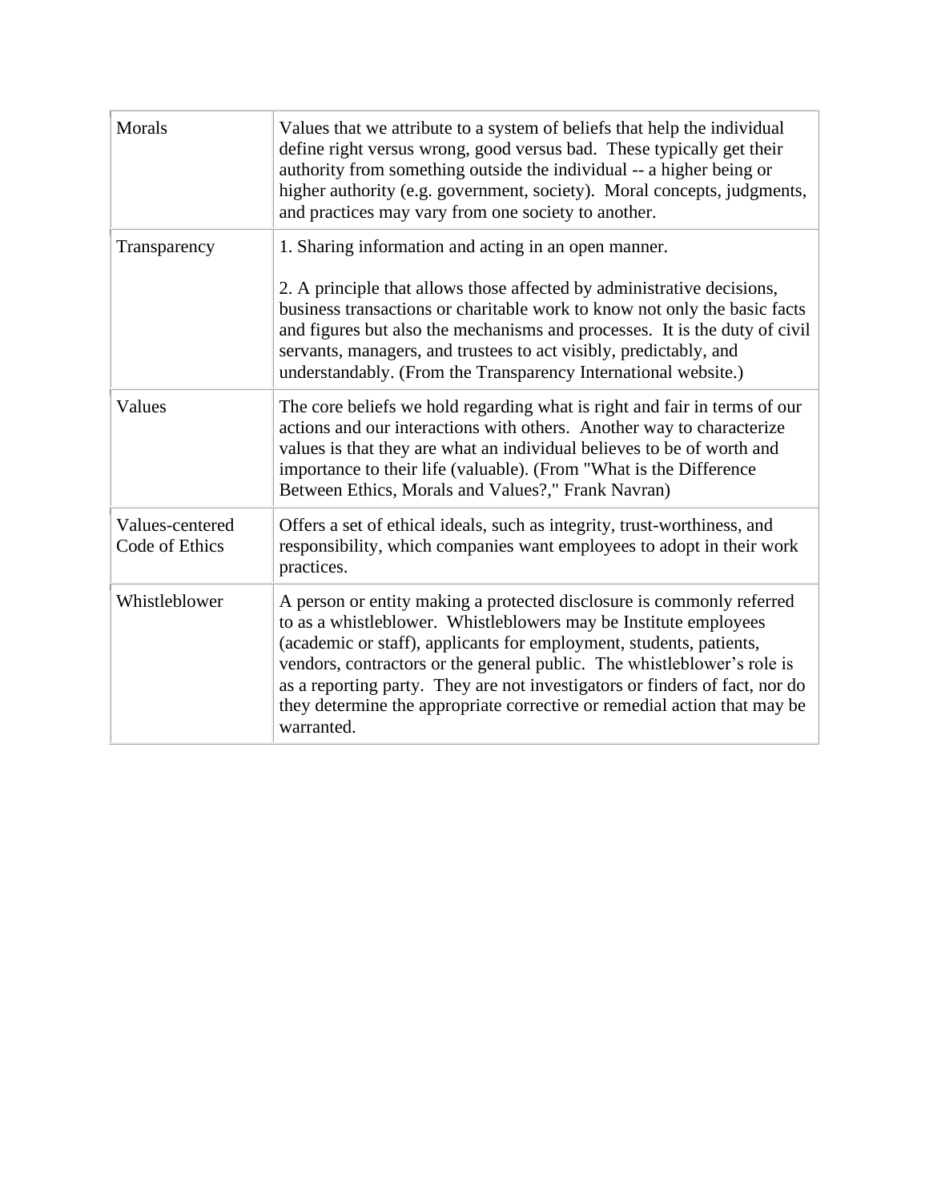| | |
|---|---|
| Morals | Values that we attribute to a system of beliefs that help the individual define right versus wrong, good versus bad. These typically get their authority from something outside the individual -- a higher being or higher authority (e.g. government, society). Moral concepts, judgments, and practices may vary from one society to another. |
| Transparency | 1. Sharing information and acting in an open manner.<br><br>2. A principle that allows those affected by administrative decisions, business transactions or charitable work to know not only the basic facts and figures but also the mechanisms and processes. It is the duty of civil servants, managers, and trustees to act visibly, predictably, and understandably. (From the Transparency International website.) |
| Values | The core beliefs we hold regarding what is right and fair in terms of our actions and our interactions with others. Another way to characterize values is that they are what an individual believes to be of worth and importance to their life (valuable). (From "What is the Difference Between Ethics, Morals and Values?," Frank Navran) |
| Values-centered Code of Ethics | Offers a set of ethical ideals, such as integrity, trust-worthiness, and responsibility, which companies want employees to adopt in their work practices. |
| Whistleblower | A person or entity making a protected disclosure is commonly referred to as a whistleblower. Whistleblowers may be Institute employees (academic or staff), applicants for employment, students, patients, vendors, contractors or the general public. The whistleblower's role is as a reporting party. They are not investigators or finders of fact, nor do they determine the appropriate corrective or remedial action that may be warranted. |